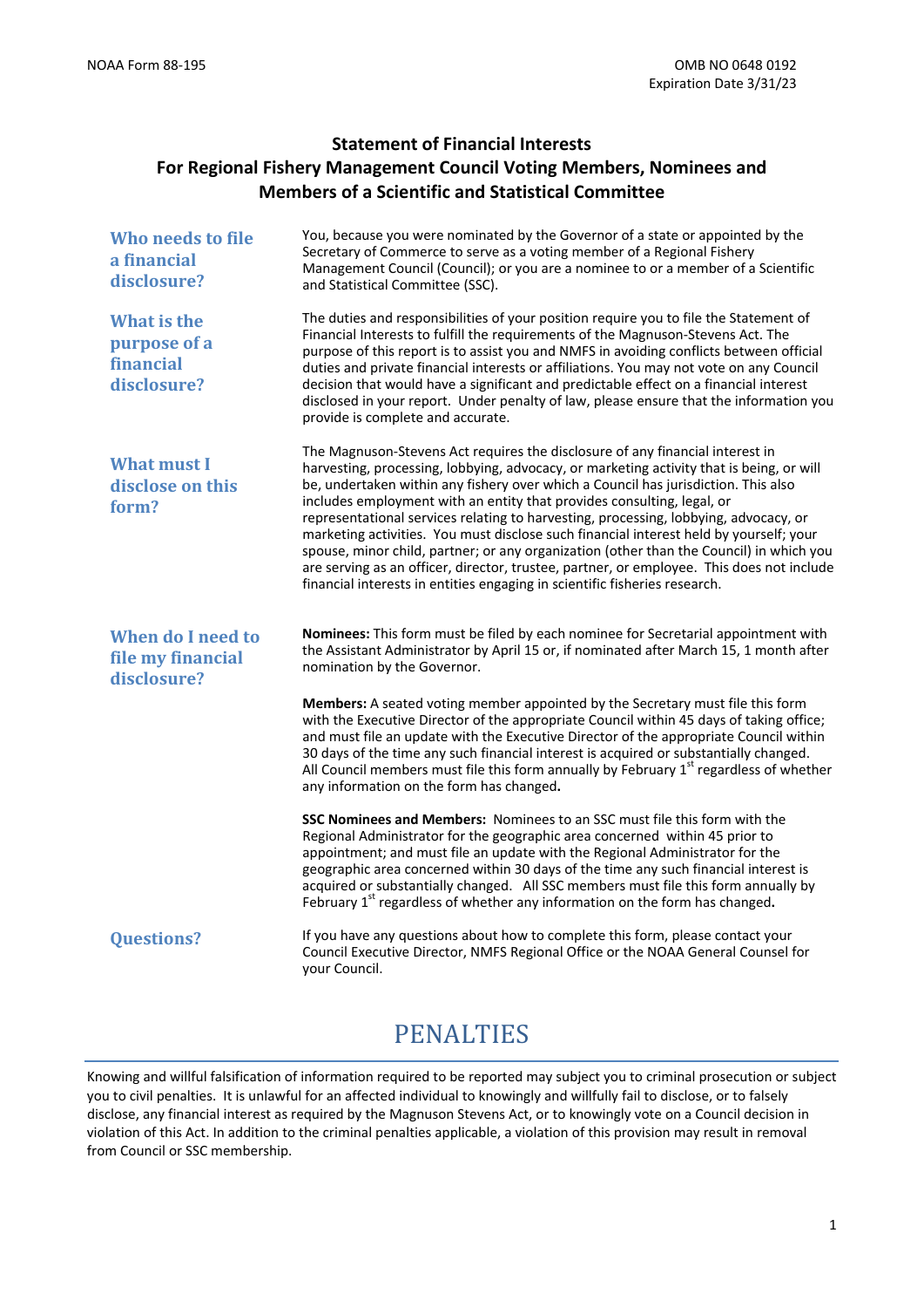NOAA Form 88-195

OMB NO 0648 0192
Expiration Date 3/31/23

# Statement of Financial Interests
# For Regional Fishery Management Council Voting Members, Nominees and Members of a Scientific and Statistical Committee

### Who needs to file a financial disclosure?

You, because you were nominated by the Governor of a state or appointed by the Secretary of Commerce to serve as a voting member of a Regional Fishery Management Council (Council); or you are a nominee to or a member of a Scientific and Statistical Committee (SSC).

### What is the purpose of a financial disclosure?

The duties and responsibilities of your position require you to file the Statement of Financial Interests to fulfill the requirements of the Magnuson-Stevens Act. The purpose of this report is to assist you and NMFS in avoiding conflicts between official duties and private financial interests or affiliations. You may not vote on any Council decision that would have a significant and predictable effect on a financial interest disclosed in your report. Under penalty of law, please ensure that the information you provide is complete and accurate.

### What must I disclose on this form?

The Magnuson-Stevens Act requires the disclosure of any financial interest in harvesting, processing, lobbying, advocacy, or marketing activity that is being, or will be, undertaken within any fishery over which a Council has jurisdiction. This also includes employment with an entity that provides consulting, legal, or representational services relating to harvesting, processing, lobbying, advocacy, or marketing activities. You must disclose such financial interest held by yourself; your spouse, minor child, partner; or any organization (other than the Council) in which you are serving as an officer, director, trustee, partner, or employee. This does not include financial interests in entities engaging in scientific fisheries research.

### When do I need to file my financial disclosure?

**Nominees:** This form must be filed by each nominee for Secretarial appointment with the Assistant Administrator by April 15 or, if nominated after March 15, 1 month after nomination by the Governor.

**Members:** A seated voting member appointed by the Secretary must file this form with the Executive Director of the appropriate Council within 45 days of taking office; and must file an update with the Executive Director of the appropriate Council within 30 days of the time any such financial interest is acquired or substantially changed. All Council members must file this form annually by February 1st regardless of whether any information on the form has changed**.**

**SSC Nominees and Members:** Nominees to an SSC must file this form with the Regional Administrator for the geographic area concerned within 45 prior to appointment; and must file an update with the Regional Administrator for the geographic area concerned within 30 days of the time any such financial interest is acquired or substantially changed. All SSC members must file this form annually by February 1st regardless of whether any information on the form has changed**.**

### Questions?

If you have any questions about how to complete this form, please contact your Council Executive Director, NMFS Regional Office or the NOAA General Counsel for your Council.

## PENALTIES

Knowing and willful falsification of information required to be reported may subject you to criminal prosecution or subject you to civil penalties. It is unlawful for an affected individual to knowingly and willfully fail to disclose, or to falsely disclose, any financial interest as required by the Magnuson Stevens Act, or to knowingly vote on a Council decision in violation of this Act. In addition to the criminal penalties applicable, a violation of this provision may result in removal from Council or SSC membership.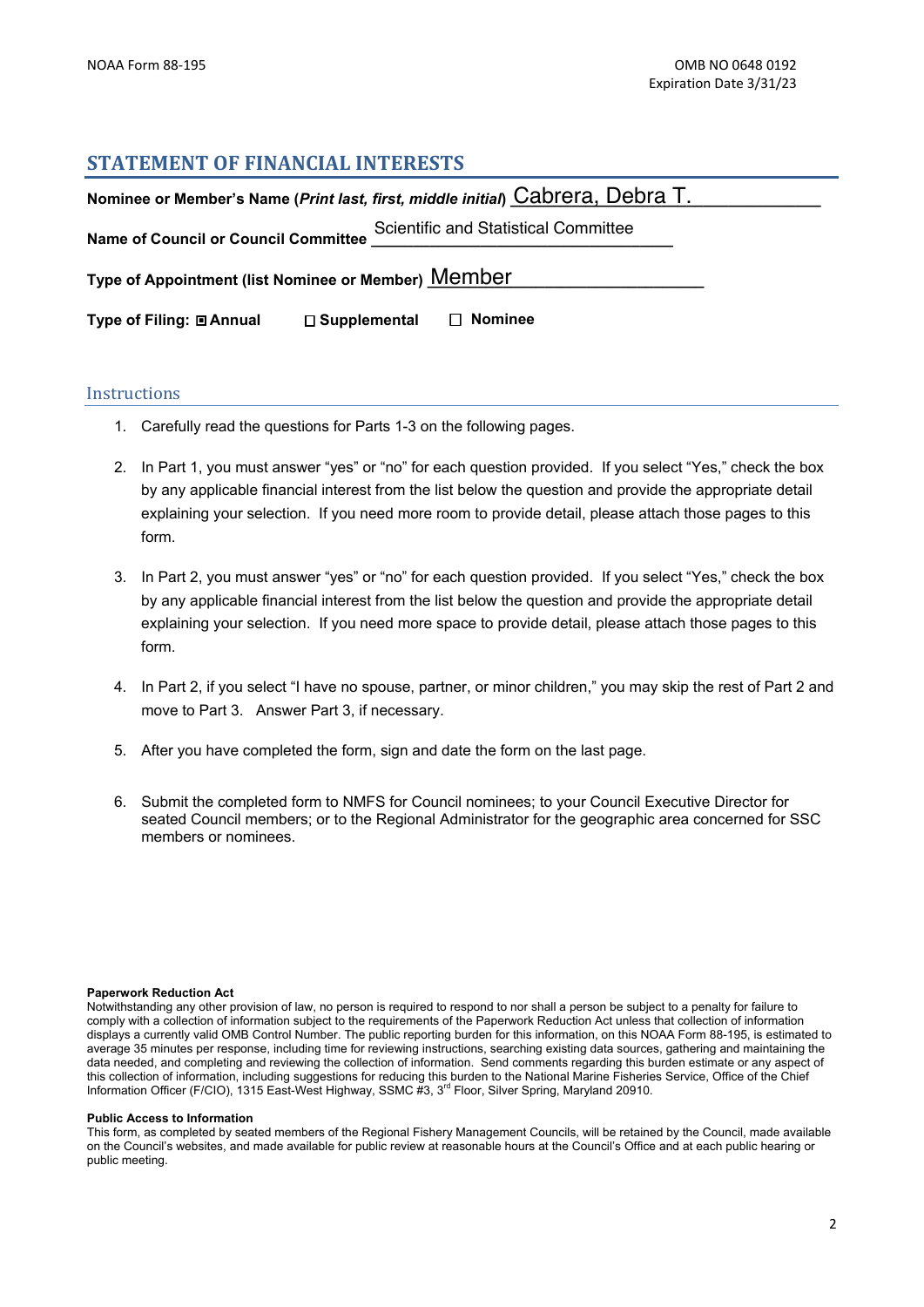NOAA Form 88-195

OMB NO 0648 0192
Expiration Date 3/31/23

## STATEMENT OF FINANCIAL INTERESTS

**Nominee or Member's Name (*Print last, first, middle initial*)** Cabrera, Debra T.

**Name of Council or Council Committee** Scientific and Statistical Committee

**Type of Appointment (list Nominee or Member)** Member

**Type of Filing:** ☒ **Annual** ☐ **Supplemental** ☐ **Nominee**

### Instructions

1. Carefully read the questions for Parts 1-3 on the following pages.

2. In Part 1, you must answer "yes" or "no" for each question provided. If you select "Yes," check the box by any applicable financial interest from the list below the question and provide the appropriate detail explaining your selection. If you need more room to provide detail, please attach those pages to this form.

3. In Part 2, you must answer "yes" or "no" for each question provided. If you select "Yes," check the box by any applicable financial interest from the list below the question and provide the appropriate detail explaining your selection. If you need more space to provide detail, please attach those pages to this form.

4. In Part 2, if you select "I have no spouse, partner, or minor children," you may skip the rest of Part 2 and move to Part 3. Answer Part 3, if necessary.

5. After you have completed the form, sign and date the form on the last page.

6. Submit the completed form to NMFS for Council nominees; to your Council Executive Director for seated Council members; or to the Regional Administrator for the geographic area concerned for SSC members or nominees.

**Paperwork Reduction Act**
Notwithstanding any other provision of law, no person is required to respond to nor shall a person be subject to a penalty for failure to comply with a collection of information subject to the requirements of the Paperwork Reduction Act unless that collection of information displays a currently valid OMB Control Number. The public reporting burden for this information, on this NOAA Form 88-195, is estimated to average 35 minutes per response, including time for reviewing instructions, searching existing data sources, gathering and maintaining the data needed, and completing and reviewing the collection of information. Send comments regarding this burden estimate or any aspect of this collection of information, including suggestions for reducing this burden to the National Marine Fisheries Service, Office of the Chief Information Officer (F/CIO), 1315 East-West Highway, SSMC #3, 3rd Floor, Silver Spring, Maryland 20910.

**Public Access to Information**
This form, as completed by seated members of the Regional Fishery Management Councils, will be retained by the Council, made available on the Council's websites, and made available for public review at reasonable hours at the Council's Office and at each public hearing or public meeting.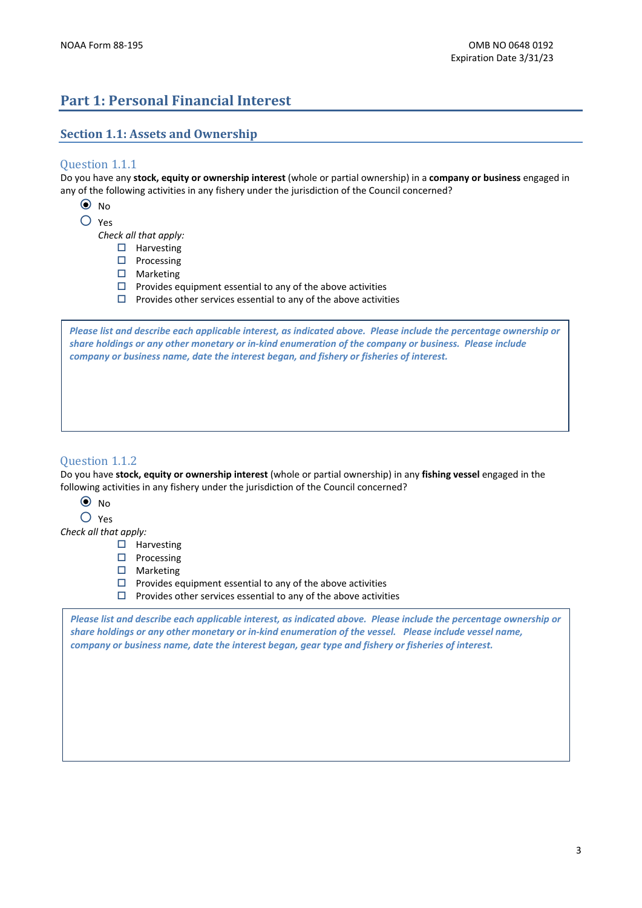# Part 1: Personal Financial Interest

## Section 1.1: Assets and Ownership

### Question 1.1.1

Do you have any **stock, equity or ownership interest** (whole or partial ownership) in a **company or business** engaged in any of the following activities in any fishery under the jurisdiction of the Council concerned?

- ◉ No
- ○ Yes

  *Check all that apply:*

  - ☐ Harvesting
  - ☐ Processing
  - ☐ Marketing
  - ☐ Provides equipment essential to any of the above activities
  - ☐ Provides other services essential to any of the above activities

***Please list and describe each applicable interest, as indicated above. Please include the percentage ownership or share holdings or any other monetary or in-kind enumeration of the company or business. Please include company or business name, date the interest began, and fishery or fisheries of interest.***

### Question 1.1.2

Do you have **stock, equity or ownership interest** (whole or partial ownership) in any **fishing vessel** engaged in the following activities in any fishery under the jurisdiction of the Council concerned?

- ◉ No
- ○ Yes

*Check all that apply:*

- ☐ Harvesting
- ☐ Processing
- ☐ Marketing
- ☐ Provides equipment essential to any of the above activities
- ☐ Provides other services essential to any of the above activities

***Please list and describe each applicable interest, as indicated above. Please include the percentage ownership or share holdings or any other monetary or in-kind enumeration of the vessel. Please include vessel name, company or business name, date the interest began, gear type and fishery or fisheries of interest.***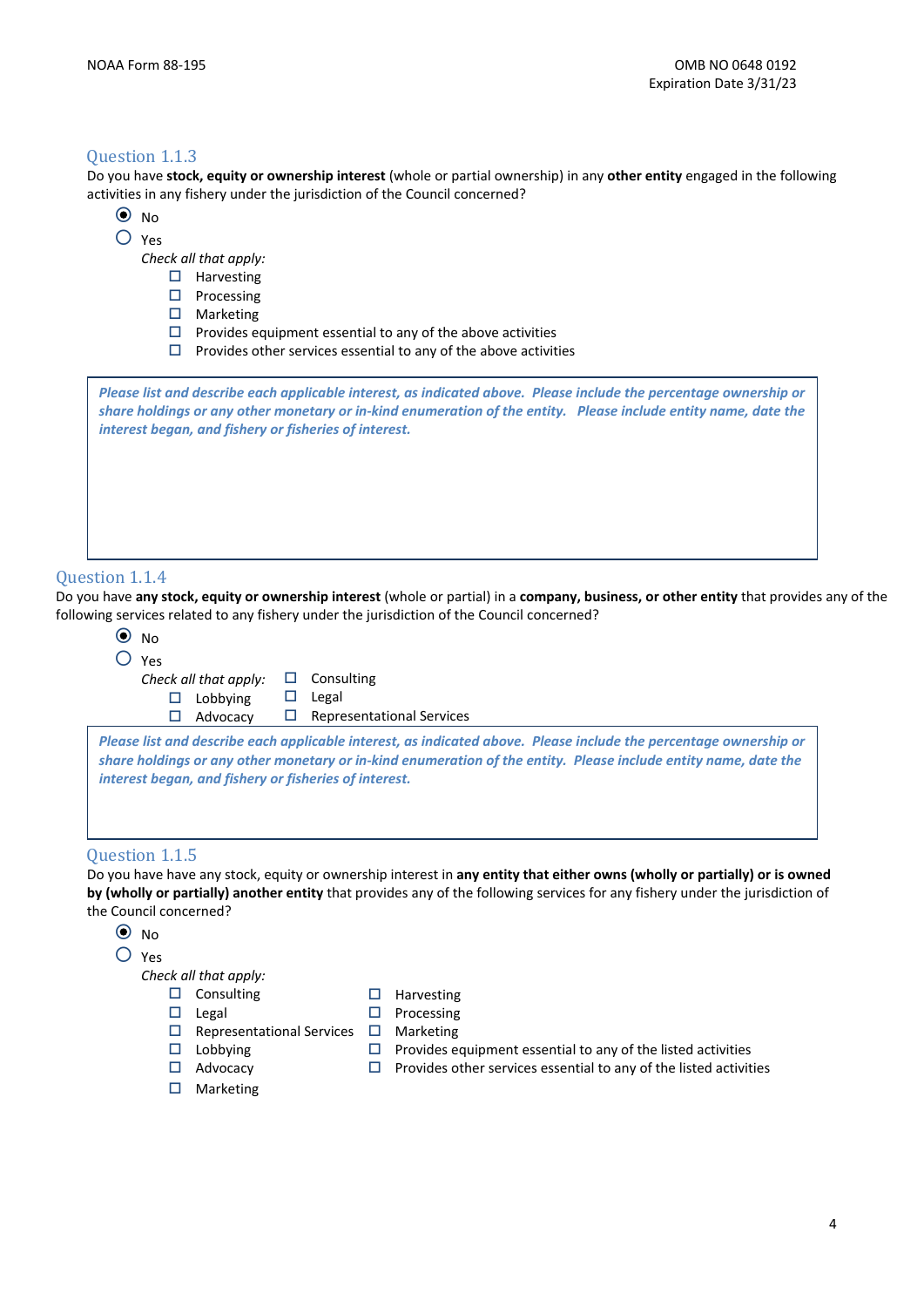### Question 1.1.3

Do you have **stock, equity or ownership interest** (whole or partial ownership) in any **other entity** engaged in the following activities in any fishery under the jurisdiction of the Council concerned?

- ◉ No
- ○ Yes

  *Check all that apply:*
  - ☐ Harvesting
  - ☐ Processing
  - ☐ Marketing
  - ☐ Provides equipment essential to any of the above activities
  - ☐ Provides other services essential to any of the above activities

***Please list and describe each applicable interest, as indicated above. Please include the percentage ownership or share holdings or any other monetary or in-kind enumeration of the entity. Please include entity name, date the interest began, and fishery or fisheries of interest.***

### Question 1.1.4

Do you have **any stock, equity or ownership interest** (whole or partial) in a **company, business, or other entity** that provides any of the following services related to any fishery under the jurisdiction of the Council concerned?

- ◉ No
- ○ Yes

  *Check all that apply:*
  - ☐ Lobbying
  - ☐ Advocacy
  - ☐ Consulting
  - ☐ Legal
  - ☐ Representational Services

***Please list and describe each applicable interest, as indicated above. Please include the percentage ownership or share holdings or any other monetary or in-kind enumeration of the entity. Please include entity name, date the interest began, and fishery or fisheries of interest.***

### Question 1.1.5

Do you have have any stock, equity or ownership interest in **any entity that either owns (wholly or partially) or is owned by (wholly or partially) another entity** that provides any of the following services for any fishery under the jurisdiction of the Council concerned?

- ◉ No
- ○ Yes

  *Check all that apply:*
  - ☐ Consulting
  - ☐ Legal
  - ☐ Representational Services
  - ☐ Lobbying
  - ☐ Advocacy
  - ☐ Marketing
  - ☐ Harvesting
  - ☐ Processing
  - ☐ Marketing
  - ☐ Provides equipment essential to any of the listed activities
  - ☐ Provides other services essential to any of the listed activities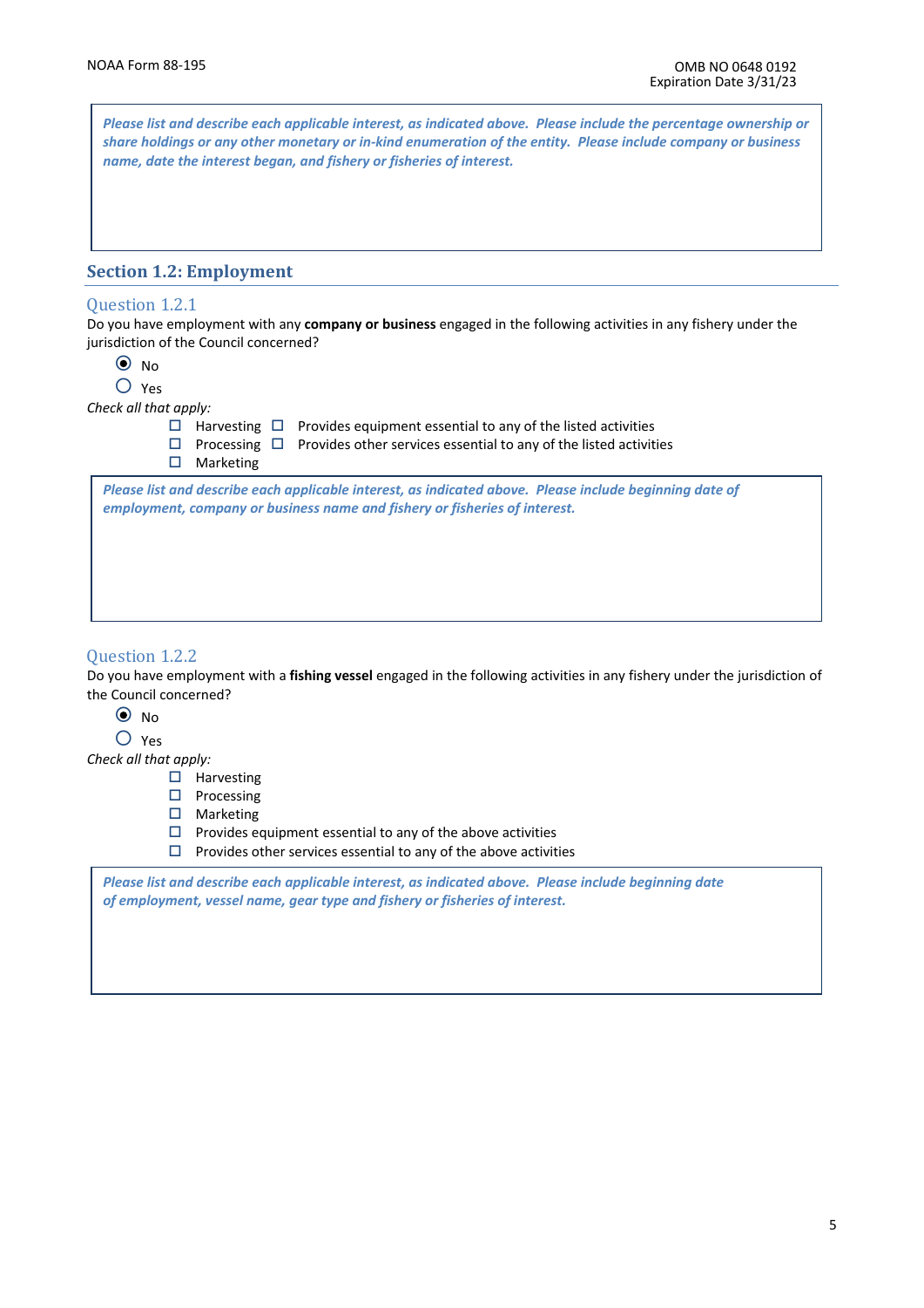*Please list and describe each applicable interest, as indicated above. Please include the percentage ownership or share holdings or any other monetary or in-kind enumeration of the entity. Please include company or business name, date the interest began, and fishery or fisheries of interest.*

## Section 1.2: Employment

### Question 1.2.1

Do you have employment with any **company or business** engaged in the following activities in any fishery under the jurisdiction of the Council concerned?

- ◉ No
- ○ Yes

*Check all that apply:*

- ☐ Harvesting
- ☐ Processing
- ☐ Marketing
- ☐ Provides equipment essential to any of the listed activities
- ☐ Provides other services essential to any of the listed activities

*Please list and describe each applicable interest, as indicated above. Please include beginning date of employment, company or business name and fishery or fisheries of interest.*

### Question 1.2.2

Do you have employment with a **fishing vessel** engaged in the following activities in any fishery under the jurisdiction of the Council concerned?

- ◉ No
- ○ Yes

*Check all that apply:*

- ☐ Harvesting
- ☐ Processing
- ☐ Marketing
- ☐ Provides equipment essential to any of the above activities
- ☐ Provides other services essential to any of the above activities

*Please list and describe each applicable interest, as indicated above. Please include beginning date of employment, vessel name, gear type and fishery or fisheries of interest.*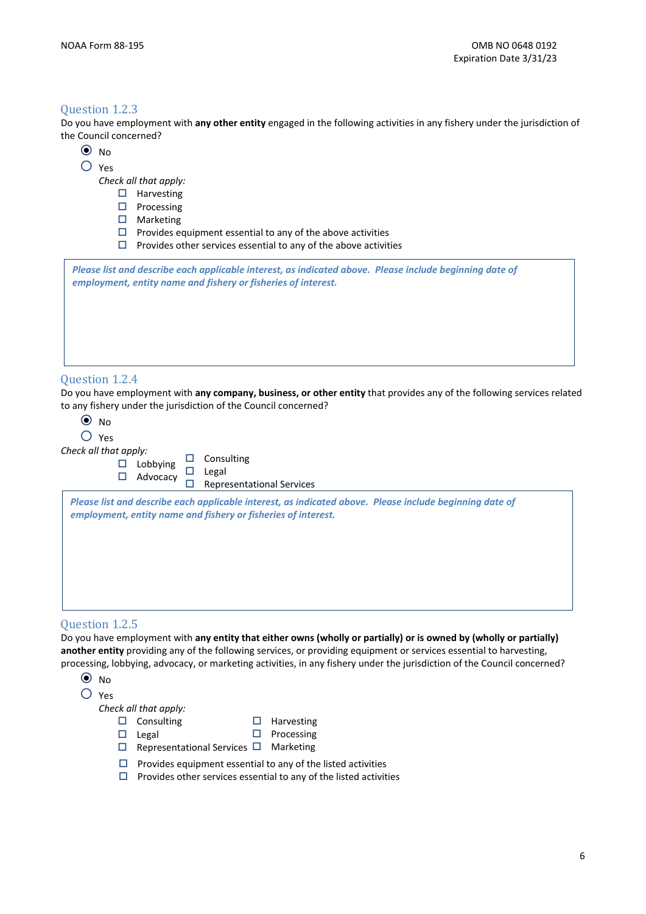## Question 1.2.3

Do you have employment with **any other entity** engaged in the following activities in any fishery under the jurisdiction of the Council concerned?

- ◉ No
- ○ Yes

*Check all that apply:*

- ☐ Harvesting
- ☐ Processing
- ☐ Marketing
- ☐ Provides equipment essential to any of the above activities
- ☐ Provides other services essential to any of the above activities

***Please list and describe each applicable interest, as indicated above. Please include beginning date of employment, entity name and fishery or fisheries of interest.***

## Question 1.2.4

Do you have employment with **any company, business, or other entity** that provides any of the following services related to any fishery under the jurisdiction of the Council concerned?

- ◉ No
- ○ Yes

*Check all that apply:*

- ☐ Lobbying
- ☐ Advocacy
- ☐ Consulting
- ☐ Legal
- ☐ Representational Services

***Please list and describe each applicable interest, as indicated above. Please include beginning date of employment, entity name and fishery or fisheries of interest.***

## Question 1.2.5

Do you have employment with **any entity that either owns (wholly or partially) or is owned by (wholly or partially) another entity** providing any of the following services, or providing equipment or services essential to harvesting, processing, lobbying, advocacy, or marketing activities, in any fishery under the jurisdiction of the Council concerned?

- ◉ No
- ○ Yes

*Check all that apply:*

- ☐ Consulting
- ☐ Legal
- ☐ Representational Services
- ☐ Harvesting
- ☐ Processing
- ☐ Marketing
- ☐ Provides equipment essential to any of the listed activities
- ☐ Provides other services essential to any of the listed activities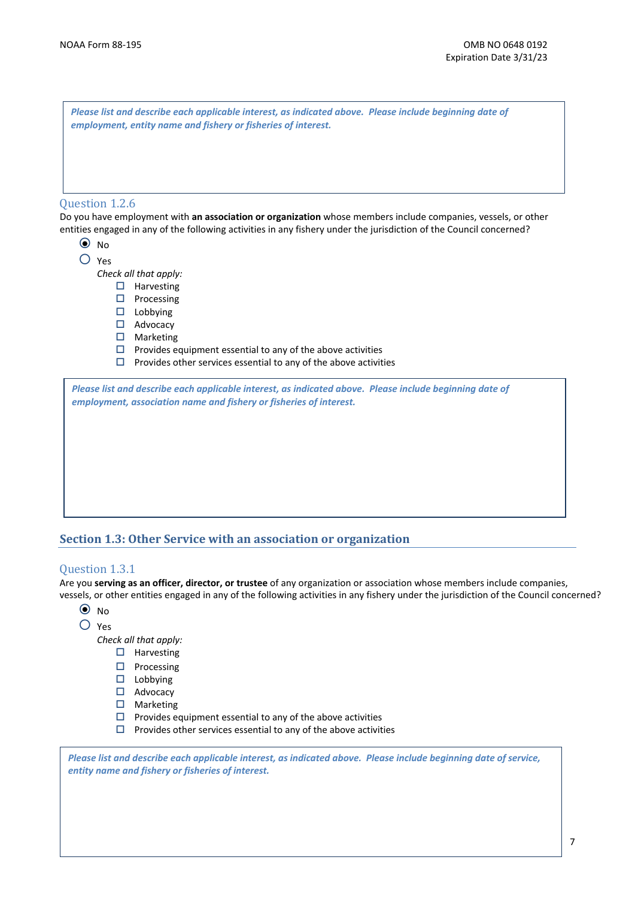*Please list and describe each applicable interest, as indicated above. Please include beginning date of employment, entity name and fishery or fisheries of interest.*

### Question 1.2.6

Do you have employment with **an association or organization** whose members include companies, vessels, or other entities engaged in any of the following activities in any fishery under the jurisdiction of the Council concerned?

- ◉ No
- ○ Yes

  *Check all that apply:*
  - ☐ Harvesting
  - ☐ Processing
  - ☐ Lobbying
  - ☐ Advocacy
  - ☐ Marketing
  - ☐ Provides equipment essential to any of the above activities
  - ☐ Provides other services essential to any of the above activities

*Please list and describe each applicable interest, as indicated above. Please include beginning date of employment, association name and fishery or fisheries of interest.*

## Section 1.3: Other Service with an association or organization

### Question 1.3.1

Are you **serving as an officer, director, or trustee** of any organization or association whose members include companies, vessels, or other entities engaged in any of the following activities in any fishery under the jurisdiction of the Council concerned?

- ◉ No
- ○ Yes

  *Check all that apply:*
  - ☐ Harvesting
  - ☐ Processing
  - ☐ Lobbying
  - ☐ Advocacy
  - ☐ Marketing
  - ☐ Provides equipment essential to any of the above activities
  - ☐ Provides other services essential to any of the above activities

*Please list and describe each applicable interest, as indicated above. Please include beginning date of service, entity name and fishery or fisheries of interest.*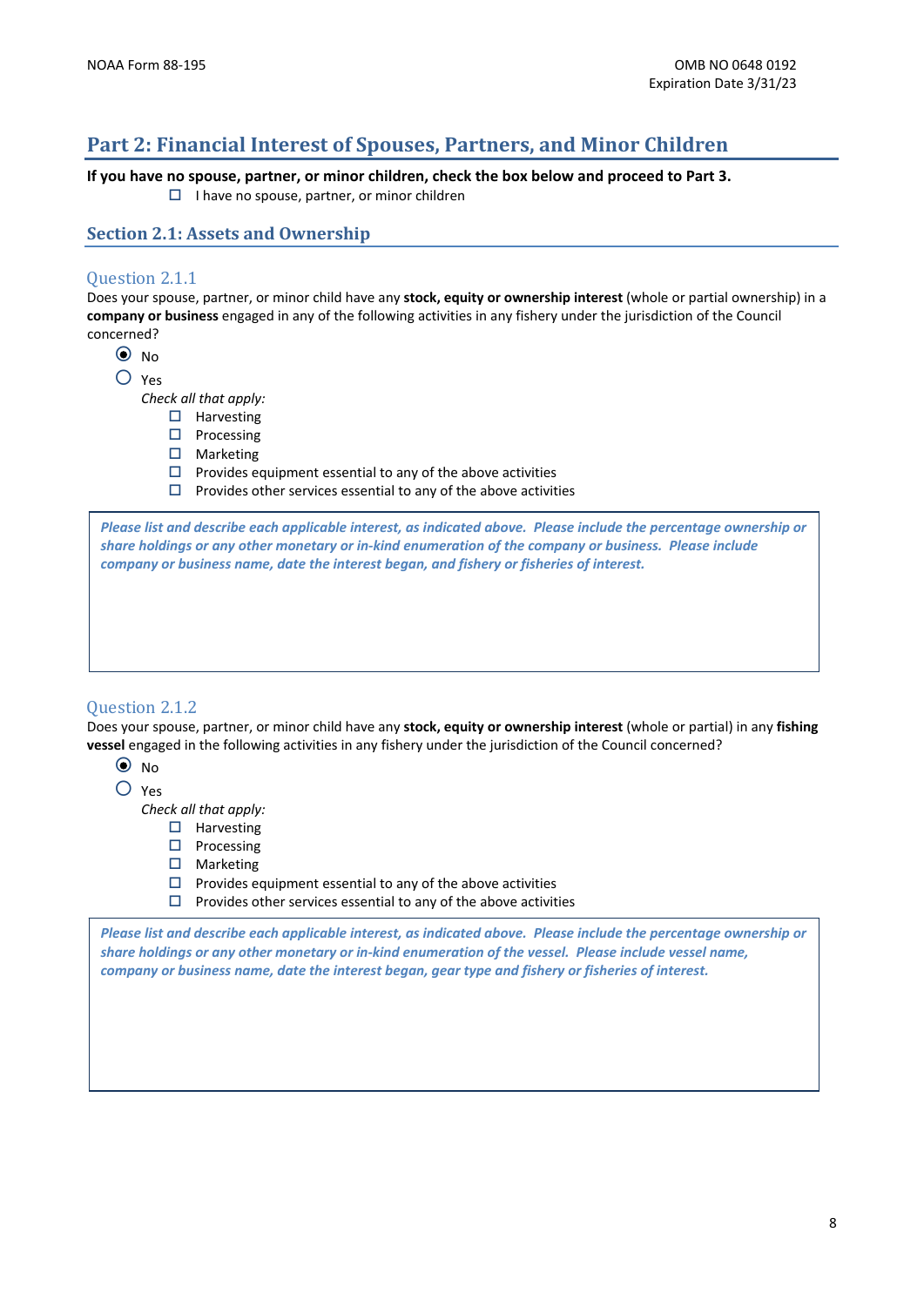# Part 2: Financial Interest of Spouses, Partners, and Minor Children

**If you have no spouse, partner, or minor children, check the box below and proceed to Part 3.**

- ☐ I have no spouse, partner, or minor children

## Section 2.1: Assets and Ownership

### Question 2.1.1

Does your spouse, partner, or minor child have any **stock, equity or ownership interest** (whole or partial ownership) in a **company or business** engaged in any of the following activities in any fishery under the jurisdiction of the Council concerned?

- ◉ No
- ○ Yes

  *Check all that apply:*
  - ☐ Harvesting
  - ☐ Processing
  - ☐ Marketing
  - ☐ Provides equipment essential to any of the above activities
  - ☐ Provides other services essential to any of the above activities

***Please list and describe each applicable interest, as indicated above. Please include the percentage ownership or share holdings or any other monetary or in-kind enumeration of the company or business. Please include company or business name, date the interest began, and fishery or fisheries of interest.***

### Question 2.1.2

Does your spouse, partner, or minor child have any **stock, equity or ownership interest** (whole or partial) in any **fishing vessel** engaged in the following activities in any fishery under the jurisdiction of the Council concerned?

- ◉ No
- ○ Yes

  *Check all that apply:*
  - ☐ Harvesting
  - ☐ Processing
  - ☐ Marketing
  - ☐ Provides equipment essential to any of the above activities
  - ☐ Provides other services essential to any of the above activities

***Please list and describe each applicable interest, as indicated above. Please include the percentage ownership or share holdings or any other monetary or in-kind enumeration of the vessel. Please include vessel name, company or business name, date the interest began, gear type and fishery or fisheries of interest.***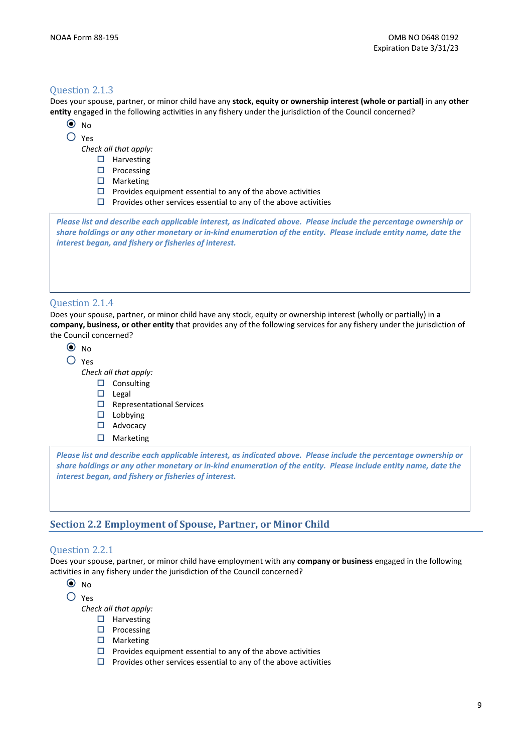### Question 2.1.3

Does your spouse, partner, or minor child have any **stock, equity or ownership interest (whole or partial)** in any **other entity** engaged in the following activities in any fishery under the jurisdiction of the Council concerned?

- ◉ No
- ○ Yes

  *Check all that apply:*

  - ☐ Harvesting
  - ☐ Processing
  - ☐ Marketing
  - ☐ Provides equipment essential to any of the above activities
  - ☐ Provides other services essential to any of the above activities

> ***Please list and describe each applicable interest, as indicated above. Please include the percentage ownership or share holdings or any other monetary or in-kind enumeration of the entity. Please include entity name, date the interest began, and fishery or fisheries of interest.***

### Question 2.1.4

Does your spouse, partner, or minor child have any stock, equity or ownership interest (wholly or partially) in **a company, business, or other entity** that provides any of the following services for any fishery under the jurisdiction of the Council concerned?

- ◉ No
- ○ Yes

  *Check all that apply:*

  - ☐ Consulting
  - ☐ Legal
  - ☐ Representational Services
  - ☐ Lobbying
  - ☐ Advocacy
  - ☐ Marketing

> ***Please list and describe each applicable interest, as indicated above. Please include the percentage ownership or share holdings or any other monetary or in-kind enumeration of the entity. Please include entity name, date the interest began, and fishery or fisheries of interest.***

## Section 2.2 Employment of Spouse, Partner, or Minor Child

### Question 2.2.1

Does your spouse, partner, or minor child have employment with any **company or business** engaged in the following activities in any fishery under the jurisdiction of the Council concerned?

- ◉ No
- ○ Yes

  *Check all that apply:*

  - ☐ Harvesting
  - ☐ Processing
  - ☐ Marketing
  - ☐ Provides equipment essential to any of the above activities
  - ☐ Provides other services essential to any of the above activities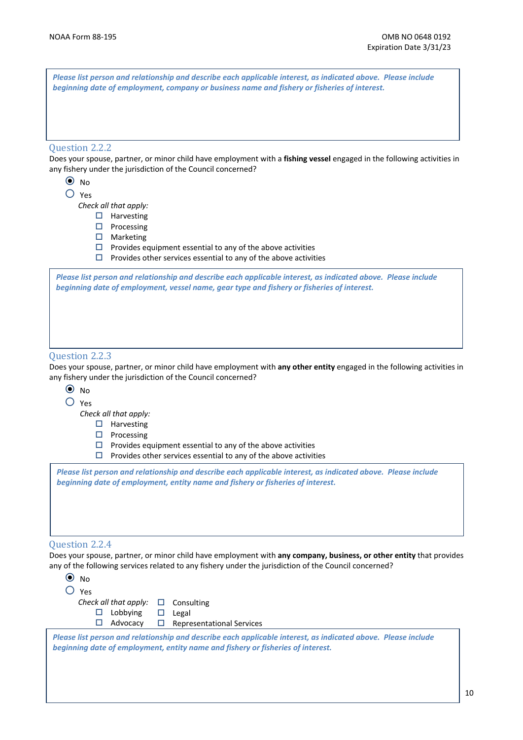*Please list person and relationship and describe each applicable interest, as indicated above. Please include beginning date of employment, company or business name and fishery or fisheries of interest.*

### Question 2.2.2

Does your spouse, partner, or minor child have employment with a **fishing vessel** engaged in the following activities in any fishery under the jurisdiction of the Council concerned?

- ◉ No
- ○ Yes

*Check all that apply:*

- ☐ Harvesting
- ☐ Processing
- ☐ Marketing
- ☐ Provides equipment essential to any of the above activities
- ☐ Provides other services essential to any of the above activities

*Please list person and relationship and describe each applicable interest, as indicated above. Please include beginning date of employment, vessel name, gear type and fishery or fisheries of interest.*

### Question 2.2.3

Does your spouse, partner, or minor child have employment with **any other entity** engaged in the following activities in any fishery under the jurisdiction of the Council concerned?

- ◉ No
- ○ Yes

*Check all that apply:*

- ☐ Harvesting
- ☐ Processing
- ☐ Provides equipment essential to any of the above activities
- ☐ Provides other services essential to any of the above activities

*Please list person and relationship and describe each applicable interest, as indicated above. Please include beginning date of employment, entity name and fishery or fisheries of interest.*

### Question 2.2.4

Does your spouse, partner, or minor child have employment with **any company, business, or other entity** that provides any of the following services related to any fishery under the jurisdiction of the Council concerned?

- ◉ No
- ○ Yes

*Check all that apply:*

- ☐ Consulting
- ☐ Lobbying
- ☐ Legal
- ☐ Advocacy
- ☐ Representational Services

*Please list person and relationship and describe each applicable interest, as indicated above. Please include beginning date of employment, entity name and fishery or fisheries of interest.*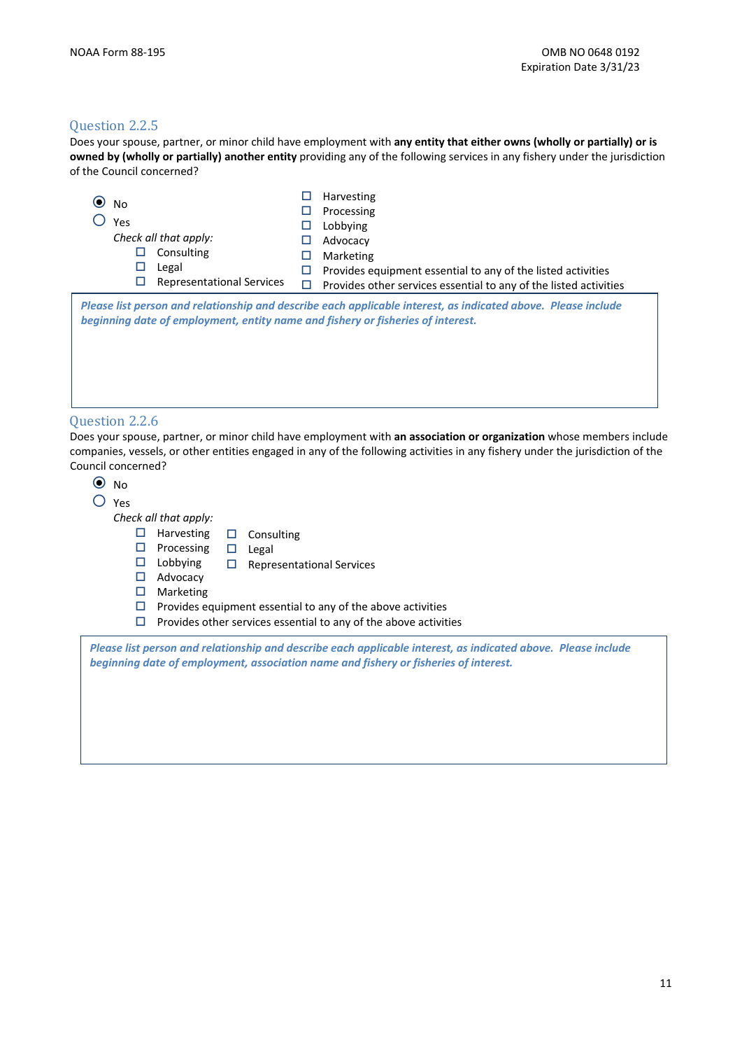### Question 2.2.5

Does your spouse, partner, or minor child have employment with **any entity that either owns (wholly or partially) or is owned by (wholly or partially) another entity** providing any of the following services in any fishery under the jurisdiction of the Council concerned?

- ◉ No
- ○ Yes

*Check all that apply:*

- ☐ Consulting
- ☐ Legal
- ☐ Representational Services
- ☐ Harvesting
- ☐ Processing
- ☐ Lobbying
- ☐ Advocacy
- ☐ Marketing
- ☐ Provides equipment essential to any of the listed activities
- ☐ Provides other services essential to any of the listed activities

***Please list person and relationship and describe each applicable interest, as indicated above. Please include beginning date of employment, entity name and fishery or fisheries of interest.***

### Question 2.2.6

Does your spouse, partner, or minor child have employment with **an association or organization** whose members include companies, vessels, or other entities engaged in any of the following activities in any fishery under the jurisdiction of the Council concerned?

- ◉ No
- ○ Yes

*Check all that apply:*

- ☐ Harvesting
- ☐ Processing
- ☐ Lobbying
- ☐ Advocacy
- ☐ Marketing
- ☐ Provides equipment essential to any of the above activities
- ☐ Provides other services essential to any of the above activities
- ☐ Consulting
- ☐ Legal
- ☐ Representational Services

***Please list person and relationship and describe each applicable interest, as indicated above. Please include beginning date of employment, association name and fishery or fisheries of interest.***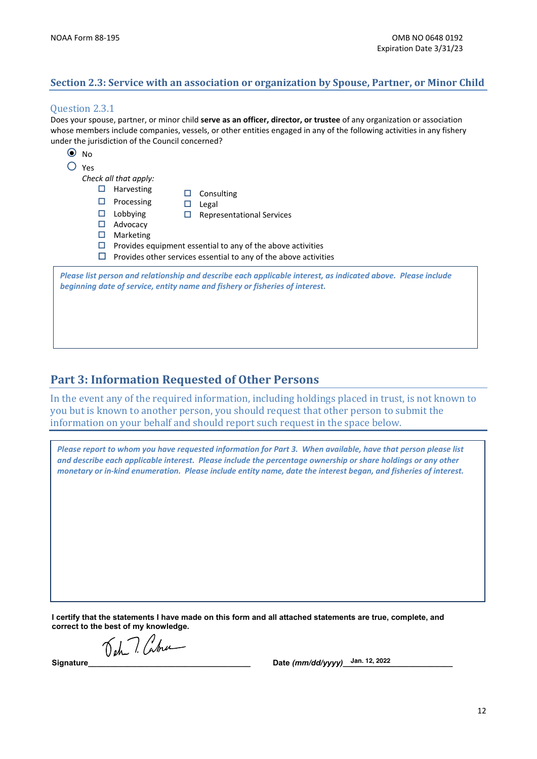NOAA Form 88-195 OMB NO 0648 0192
Expiration Date 3/31/23

## Section 2.3: Service with an association or organization by Spouse, Partner, or Minor Child

### Question 2.3.1

Does your spouse, partner, or minor child **serve as an officer, director, or trustee** of any organization or association whose members include companies, vessels, or other entities engaged in any of the following activities in any fishery under the jurisdiction of the Council concerned?

- ◉ No
- ○ Yes

*Check all that apply:*

- ☐ Harvesting
- ☐ Processing
- ☐ Lobbying
- ☐ Advocacy
- ☐ Marketing
- ☐ Consulting
- ☐ Legal
- ☐ Representational Services
- ☐ Provides equipment essential to any of the above activities
- ☐ Provides other services essential to any of the above activities

***Please list person and relationship and describe each applicable interest, as indicated above. Please include beginning date of service, entity name and fishery or fisheries of interest.***

## Part 3: Information Requested of Other Persons

In the event any of the required information, including holdings placed in trust, is not known to you but is known to another person, you should request that other person to submit the information on your behalf and should report such request in the space below.

***Please report to whom you have requested information for Part 3. When available, have that person please list and describe each applicable interest. Please include the percentage ownership or share holdings or any other monetary or in-kind enumeration. Please include entity name, date the interest began, and fisheries of interest.***

**I certify that the statements I have made on this form and all attached statements are true, complete, and correct to the best of my knowledge.**

**Signature**\_\_\_\_\_\_\_\_\_\_\_\_\_\_\_\_\_\_\_\_\_\_\_\_\_\_\_\_ **Date** ***(mm/dd/yyyy)*** Jan. 12, 2022